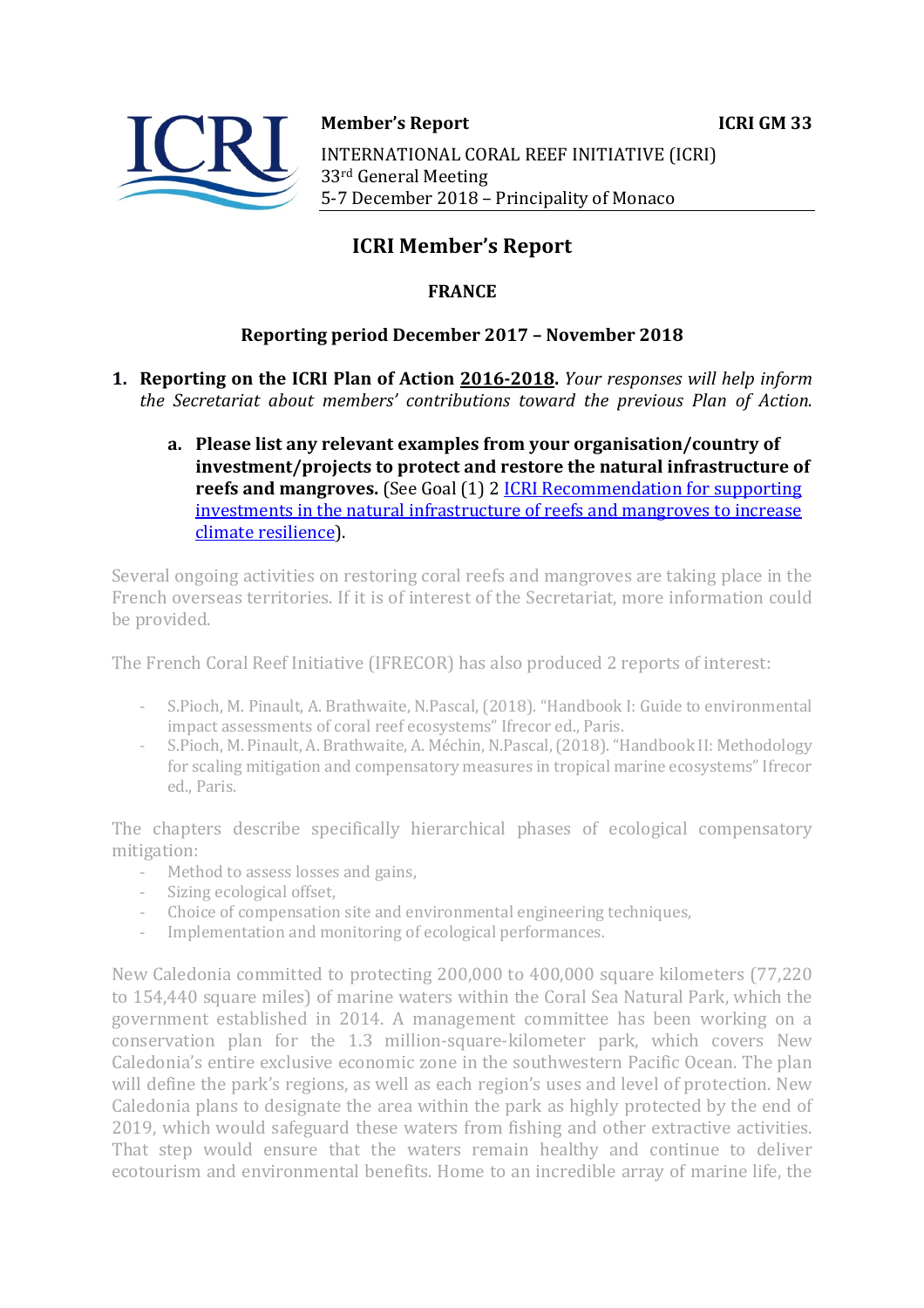**Member's Report** **ICRI GM 33**

INTERNATIONAL CORAL REEF INITIATIVE (ICRI)
33rd General Meeting
5-7 December 2018 – Principality of Monaco

# ICRI Member's Report

## FRANCE

### Reporting period December 2017 – November 2018

1. **Reporting on the ICRI Plan of Action 2016-2018.** *Your responses will help inform the Secretariat about members' contributions toward the previous Plan of Action.*

    a. **Please list any relevant examples from your organisation/country of investment/projects to protect and restore the natural infrastructure of reefs and mangroves.** (See Goal (1) 2 ICRI Recommendation for supporting investments in the natural infrastructure of reefs and mangroves to increase climate resilience).

Several ongoing activities on restoring coral reefs and mangroves are taking place in the French overseas territories. If it is of interest of the Secretariat, more information could be provided.

The French Coral Reef Initiative (IFRECOR) has also produced 2 reports of interest:

- S.Pioch, M. Pinault, A. Brathwaite, N.Pascal, (2018). "Handbook I: Guide to environmental impact assessments of coral reef ecosystems" Ifrecor ed., Paris.
- S.Pioch, M. Pinault, A. Brathwaite, A. Méchin, N.Pascal, (2018). "Handbook II: Methodology for scaling mitigation and compensatory measures in tropical marine ecosystems" Ifrecor ed., Paris.

The chapters describe specifically hierarchical phases of ecological compensatory mitigation:

- Method to assess losses and gains,
- Sizing ecological offset,
- Choice of compensation site and environmental engineering techniques,
- Implementation and monitoring of ecological performances.

New Caledonia committed to protecting 200,000 to 400,000 square kilometers (77,220 to 154,440 square miles) of marine waters within the Coral Sea Natural Park, which the government established in 2014. A management committee has been working on a conservation plan for the 1.3 million-square-kilometer park, which covers New Caledonia's entire exclusive economic zone in the southwestern Pacific Ocean. The plan will define the park's regions, as well as each region's uses and level of protection. New Caledonia plans to designate the area within the park as highly protected by the end of 2019, which would safeguard these waters from fishing and other extractive activities. That step would ensure that the waters remain healthy and continue to deliver ecotourism and environmental benefits. Home to an incredible array of marine life, the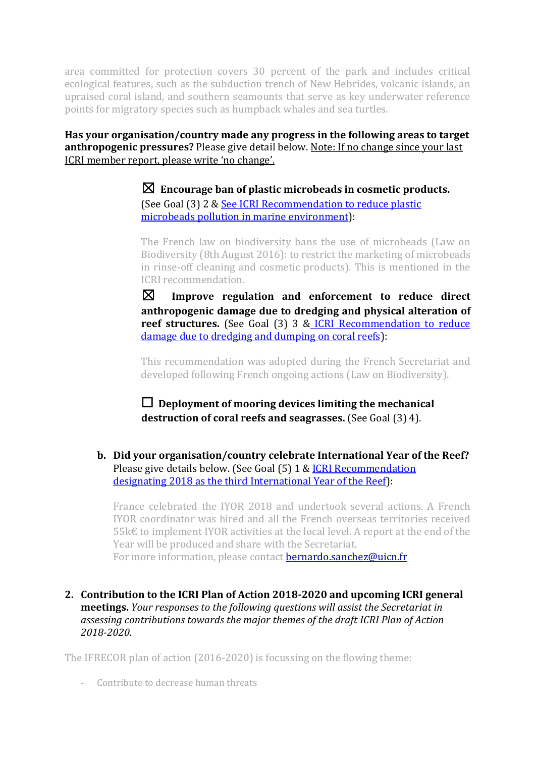area committed for protection covers 30 percent of the park and includes critical ecological features, such as the subduction trench of New Hebrides, volcanic islands, an upraised coral island, and southern seamounts that serve as key underwater reference points for migratory species such as humpback whales and sea turtles.

**Has your organisation/country made any progress in the following areas to target anthropogenic pressures?** Please give detail below. Note: If no change since your last ICRI member report, please write 'no change'.

☒ **Encourage ban of plastic microbeads in cosmetic products.** (See Goal (3) 2 & See ICRI Recommendation to reduce plastic microbeads pollution in marine environment):

The French law on biodiversity bans the use of microbeads (Law on Biodiversity (8th August 2016): to restrict the marketing of microbeads in rinse-off cleaning and cosmetic products). This is mentioned in the ICRI recommendation.

☒ **Improve regulation and enforcement to reduce direct anthropogenic damage due to dredging and physical alteration of reef structures.** (See Goal (3) 3 & ICRI Recommendation to reduce damage due to dredging and dumping on coral reefs):

This recommendation was adopted during the French Secretariat and developed following French ongoing actions (Law on Biodiversity).

☐ **Deployment of mooring devices limiting the mechanical destruction of coral reefs and seagrasses.** (See Goal (3) 4).

**b. Did your organisation/country celebrate International Year of the Reef?** Please give details below. (See Goal (5) 1 & ICRI Recommendation designating 2018 as the third International Year of the Reef):

France celebrated the IYOR 2018 and undertook several actions. A French IYOR coordinator was hired and all the French overseas territories received 55k€ to implement IYOR activities at the local level. A report at the end of the Year will be produced and share with the Secretariat.
For more information, please contact bernardo.sanchez@uicn.fr

**2. Contribution to the ICRI Plan of Action 2018-2020 and upcoming ICRI general meetings.** *Your responses to the following questions will assist the Secretariat in assessing contributions towards the major themes of the draft ICRI Plan of Action 2018-2020.*

The IFRECOR plan of action (2016-2020) is focussing on the flowing theme:

- Contribute to decrease human threats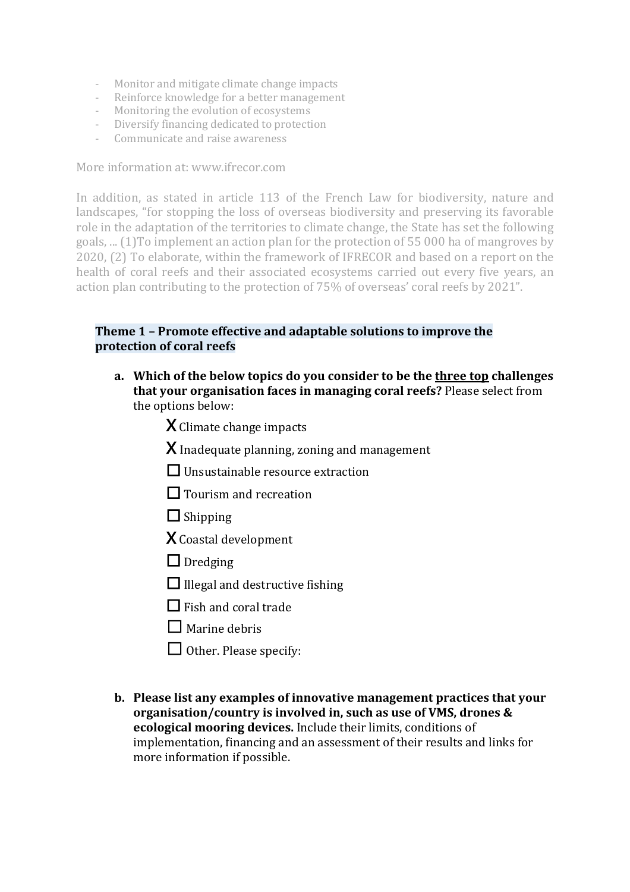- Monitor and mitigate climate change impacts
- Reinforce knowledge for a better management
- Monitoring the evolution of ecosystems
- Diversify financing dedicated to protection
- Communicate and raise awareness

More information at: www.ifrecor.com

In addition, as stated in article 113 of the French Law for biodiversity, nature and landscapes, "for stopping the loss of overseas biodiversity and preserving its favorable role in the adaptation of the territories to climate change, the State has set the following goals, ... (1)To implement an action plan for the protection of 55 000 ha of mangroves by 2020, (2) To elaborate, within the framework of IFRECOR and based on a report on the health of coral reefs and their associated ecosystems carried out every five years, an action plan contributing to the protection of 75% of overseas' coral reefs by 2021".

## Theme 1 – Promote effective and adaptable solutions to improve the protection of coral reefs

**a. Which of the below topics do you consider to be the three top challenges that your organisation faces in managing coral reefs?** Please select from the options below:

- X Climate change impacts
- X Inadequate planning, zoning and management
- ☐ Unsustainable resource extraction
- ☐ Tourism and recreation
- ☐ Shipping
- X Coastal development
- ☐ Dredging
- ☐ Illegal and destructive fishing
- ☐ Fish and coral trade
- ☐ Marine debris
- ☐ Other. Please specify:

**b. Please list any examples of innovative management practices that your organisation/country is involved in, such as use of VMS, drones & ecological mooring devices.** Include their limits, conditions of implementation, financing and an assessment of their results and links for more information if possible.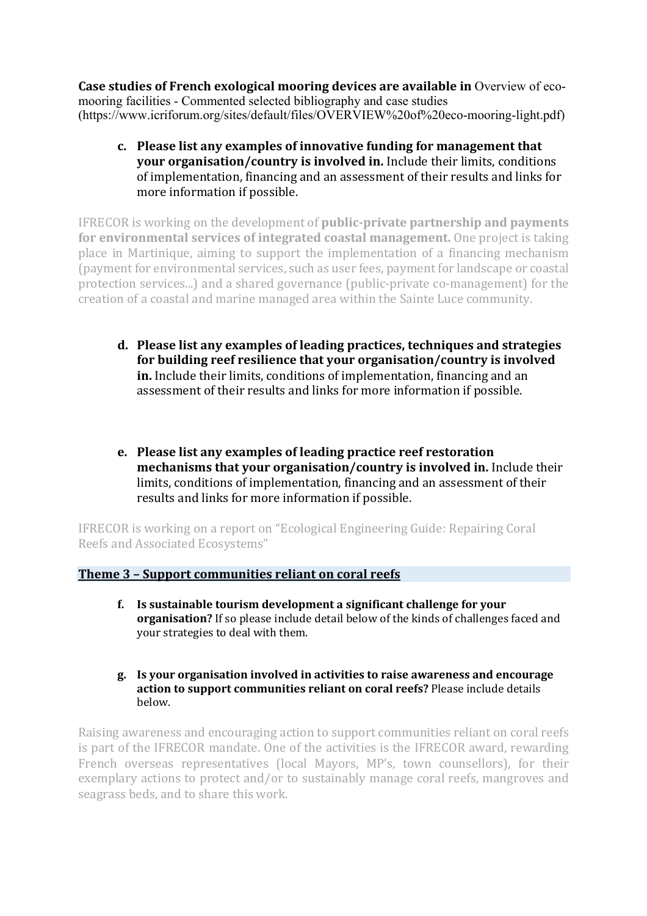**Case studies of French exological mooring devices are available in** Overview of eco-mooring facilities - Commented selected bibliography and case studies (https://www.icriforum.org/sites/default/files/OVERVIEW%20of%20eco-mooring-light.pdf)

c. **Please list any examples of innovative funding for management that your organisation/country is involved in.** Include their limits, conditions of implementation, financing and an assessment of their results and links for more information if possible.

IFRECOR is working on the development of **public-private partnership and payments for environmental services of integrated coastal management.** One project is taking place in Martinique, aiming to support the implementation of a financing mechanism (payment for environmental services, such as user fees, payment for landscape or coastal protection services...) and a shared governance (public-private co-management) for the creation of a coastal and marine managed area within the Sainte Luce community.

d. **Please list any examples of leading practices, techniques and strategies for building reef resilience that your organisation/country is involved in.** Include their limits, conditions of implementation, financing and an assessment of their results and links for more information if possible.

e. **Please list any examples of leading practice reef restoration mechanisms that your organisation/country is involved in.** Include their limits, conditions of implementation, financing and an assessment of their results and links for more information if possible.

IFRECOR is working on a report on "Ecological Engineering Guide: Repairing Coral Reefs and Associated Ecosystems"

## Theme 3 – Support communities reliant on coral reefs

f. **Is sustainable tourism development a significant challenge for your organisation?** If so please include detail below of the kinds of challenges faced and your strategies to deal with them.

g. **Is your organisation involved in activities to raise awareness and encourage action to support communities reliant on coral reefs?** Please include details below.

Raising awareness and encouraging action to support communities reliant on coral reefs is part of the IFRECOR mandate. One of the activities is the IFRECOR award, rewarding French overseas representatives (local Mayors, MP's, town counsellors), for their exemplary actions to protect and/or to sustainably manage coral reefs, mangroves and seagrass beds, and to share this work.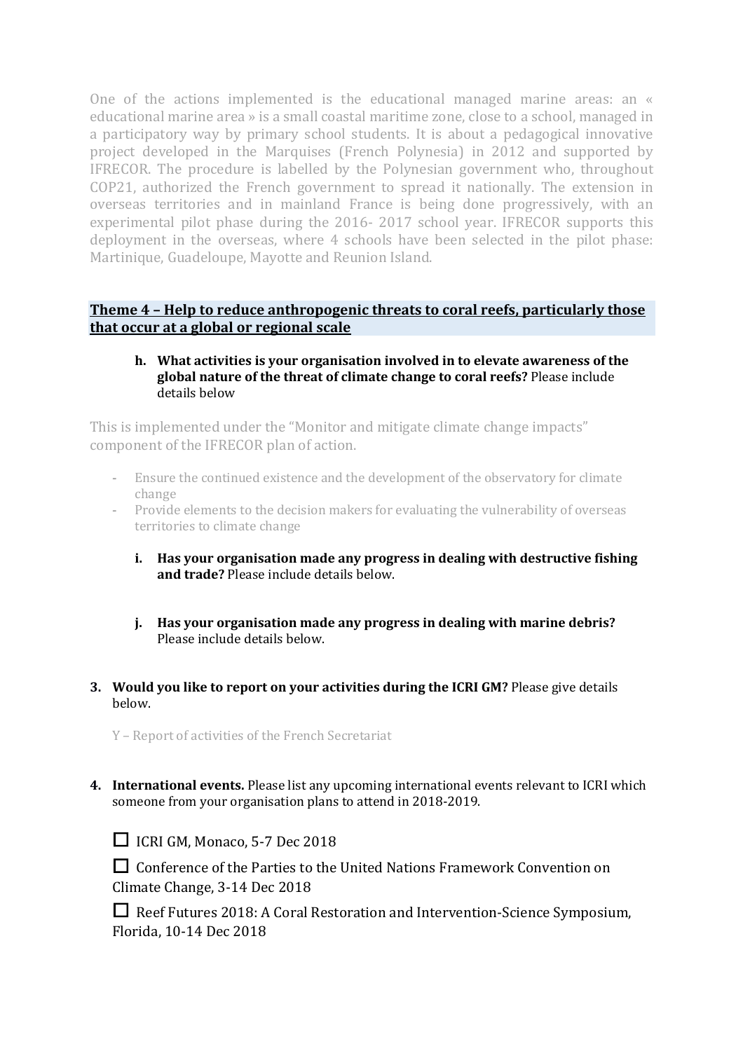One of the actions implemented is the educational managed marine areas: an « educational marine area » is a small coastal maritime zone, close to a school, managed in a participatory way by primary school students. It is about a pedagogical innovative project developed in the Marquises (French Polynesia) in 2012 and supported by IFRECOR. The procedure is labelled by the Polynesian government who, throughout COP21, authorized the French government to spread it nationally. The extension in overseas territories and in mainland France is being done progressively, with an experimental pilot phase during the 2016- 2017 school year. IFRECOR supports this deployment in the overseas, where 4 schools have been selected in the pilot phase: Martinique, Guadeloupe, Mayotte and Reunion Island.

## Theme 4 – Help to reduce anthropogenic threats to coral reefs, particularly those that occur at a global or regional scale

**h. What activities is your organisation involved in to elevate awareness of the global nature of the threat of climate change to coral reefs?** Please include details below

This is implemented under the "Monitor and mitigate climate change impacts" component of the IFRECOR plan of action.

- Ensure the continued existence and the development of the observatory for climate change
- Provide elements to the decision makers for evaluating the vulnerability of overseas territories to climate change

**i. Has your organisation made any progress in dealing with destructive fishing and trade?** Please include details below.

**j. Has your organisation made any progress in dealing with marine debris?** Please include details below.

**3. Would you like to report on your activities during the ICRI GM?** Please give details below.

Y – Report of activities of the French Secretariat

**4. International events.** Please list any upcoming international events relevant to ICRI which someone from your organisation plans to attend in 2018-2019.

☐ ICRI GM, Monaco, 5-7 Dec 2018

☐ Conference of the Parties to the United Nations Framework Convention on Climate Change, 3-14 Dec 2018

☐ Reef Futures 2018: A Coral Restoration and Intervention-Science Symposium, Florida, 10-14 Dec 2018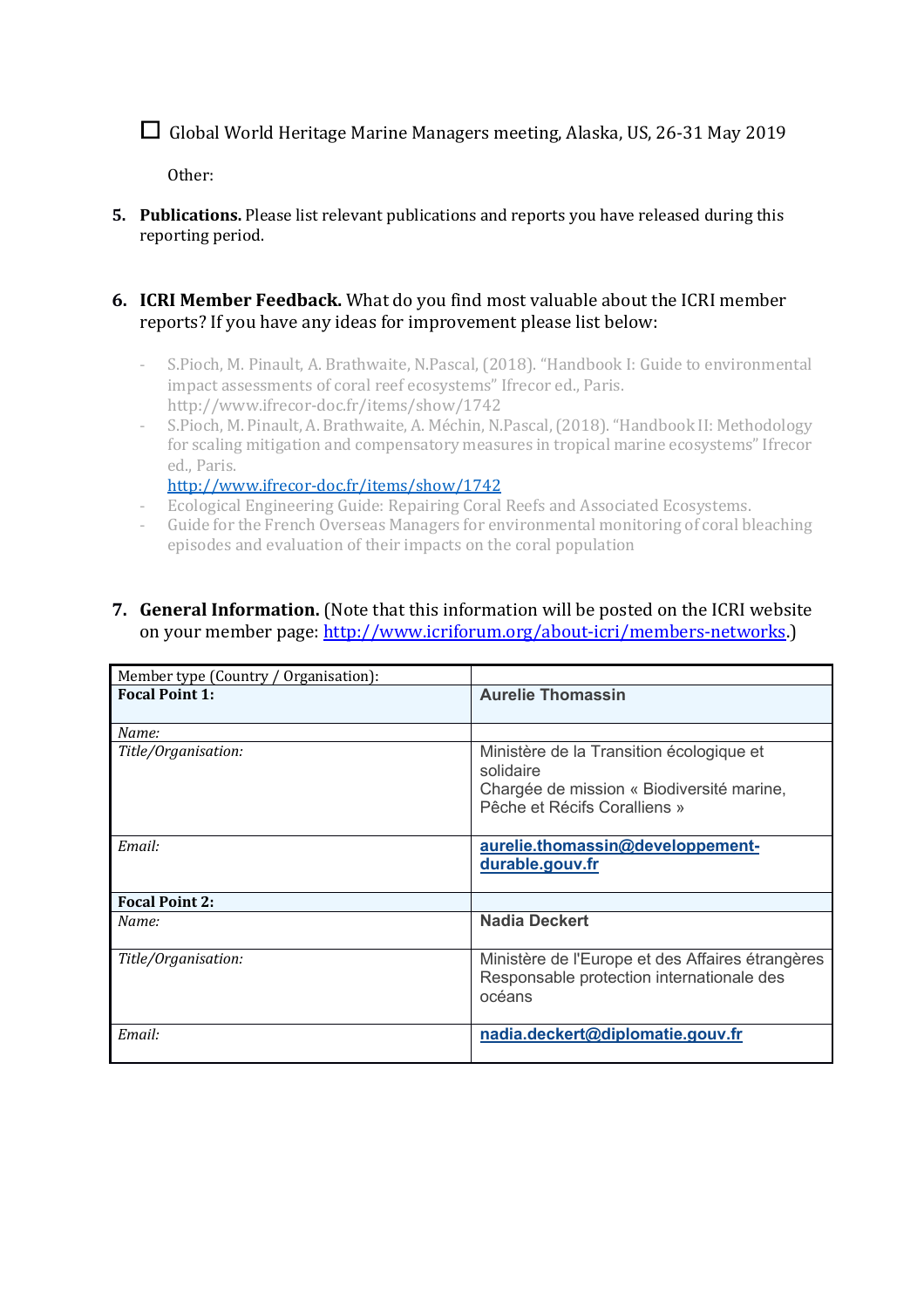☐ Global World Heritage Marine Managers meeting, Alaska, US, 26-31 May 2019

Other:

5. **Publications.** Please list relevant publications and reports you have released during this reporting period.

6. **ICRI Member Feedback.** What do you find most valuable about the ICRI member reports? If you have any ideas for improvement please list below:

- S.Pioch, M. Pinault, A. Brathwaite, N.Pascal, (2018). "Handbook I: Guide to environmental impact assessments of coral reef ecosystems" Ifrecor ed., Paris. http://www.ifrecor-doc.fr/items/show/1742
- S.Pioch, M. Pinault, A. Brathwaite, A. Méchin, N.Pascal, (2018). "Handbook II: Methodology for scaling mitigation and compensatory measures in tropical marine ecosystems" Ifrecor ed., Paris. http://www.ifrecor-doc.fr/items/show/1742
- Ecological Engineering Guide: Repairing Coral Reefs and Associated Ecosystems.
- Guide for the French Overseas Managers for environmental monitoring of coral bleaching episodes and evaluation of their impacts on the coral population

7. **General Information.** (Note that this information will be posted on the ICRI website on your member page: http://www.icriforum.org/about-icri/members-networks.)

| | |
|---|---|
| Member type (Country / Organisation): | |
| **Focal Point 1:** | **Aurelie Thomassin** |
| *Name:* | |
| *Title/Organisation:* | Ministère de la Transition écologique et solidaire<br>Chargée de mission « Biodiversité marine, Pêche et Récifs Coralliens » |
| *Email:* | **aurelie.thomassin@developpement-durable.gouv.fr** |
| **Focal Point 2:** | |
| *Name:* | **Nadia Deckert** |
| *Title/Organisation:* | Ministère de l'Europe et des Affaires étrangères<br>Responsable protection internationale des océans |
| *Email:* | **nadia.deckert@diplomatie.gouv.fr** |